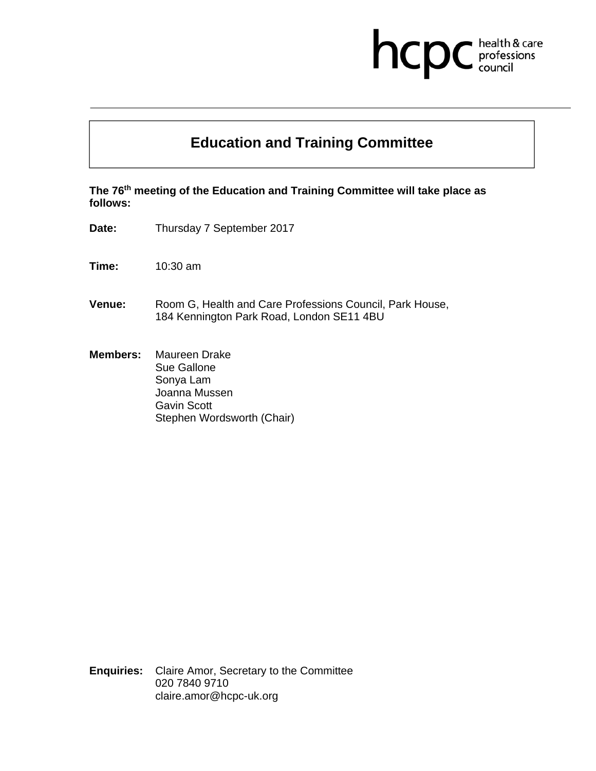hcpc health & care professions council

# Education and Training Committee

**The 76th meeting of the Education and Training Committee will take place as follows:**

**Date:** Thursday 7 September 2017

**Time:** 10:30 am

**Venue:** Room G, Health and Care Professions Council, Park House, 184 Kennington Park Road, London SE11 4BU

**Members:** Maureen Drake
Sue Gallone
Sonya Lam
Joanna Mussen
Gavin Scott
Stephen Wordsworth (Chair)

**Enquiries:** Claire Amor, Secretary to the Committee
020 7840 9710
claire.amor@hcpc-uk.org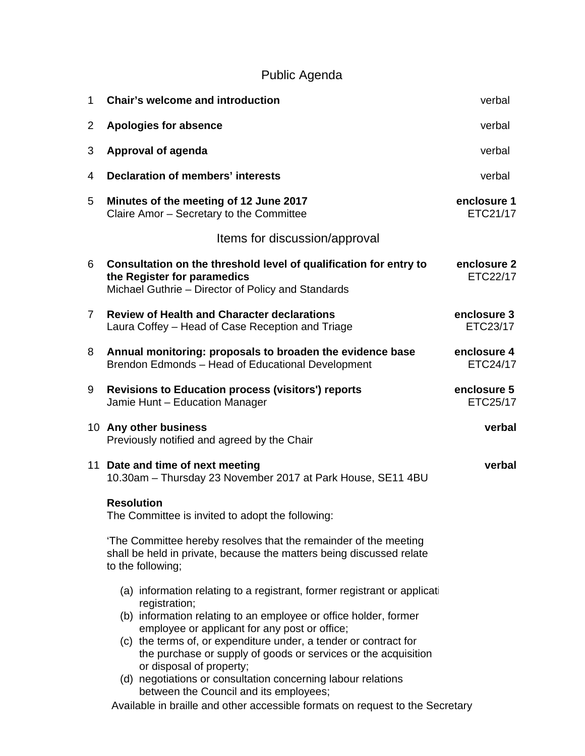## Public Agenda

| | | |
|---|---|---|
| 1 | **Chair's welcome and introduction** | verbal |
| 2 | **Apologies for absence** | verbal |
| 3 | **Approval of agenda** | verbal |
| 4 | **Declaration of members' interests** | verbal |
| 5 | **Minutes of the meeting of 12 June 2017**<br>Claire Amor – Secretary to the Committee | **enclosure 1**<br>ETC21/17 |

## Items for discussion/approval

| | | |
|---|---|---|
| 6 | **Consultation on the threshold level of qualification for entry to the Register for paramedics**<br>Michael Guthrie – Director of Policy and Standards | **enclosure 2**<br>ETC22/17 |
| 7 | **Review of Health and Character declarations**<br>Laura Coffey – Head of Case Reception and Triage | **enclosure 3**<br>ETC23/17 |
| 8 | **Annual monitoring: proposals to broaden the evidence base**<br>Brendon Edmonds – Head of Educational Development | **enclosure 4**<br>ETC24/17 |
| 9 | **Revisions to Education process (visitors') reports**<br>Jamie Hunt – Education Manager | **enclosure 5**<br>ETC25/17 |
| 10 | **Any other business**<br>Previously notified and agreed by the Chair | **verbal** |
| 11 | **Date and time of next meeting**<br>10.30am – Thursday 23 November 2017 at Park House, SE11 4BU | **verbal** |

**Resolution**

The Committee is invited to adopt the following:

'The Committee hereby resolves that the remainder of the meeting shall be held in private, because the matters being discussed relate to the following;

(a) information relating to a registrant, former registrant or applicati registration;
(b) information relating to an employee or office holder, former employee or applicant for any post or office;
(c) the terms of, or expenditure under, a tender or contract for the purchase or supply of goods or services or the acquisition or disposal of property;
(d) negotiations or consultation concerning labour relations between the Council and its employees;

Available in braille and other accessible formats on request to the Secretary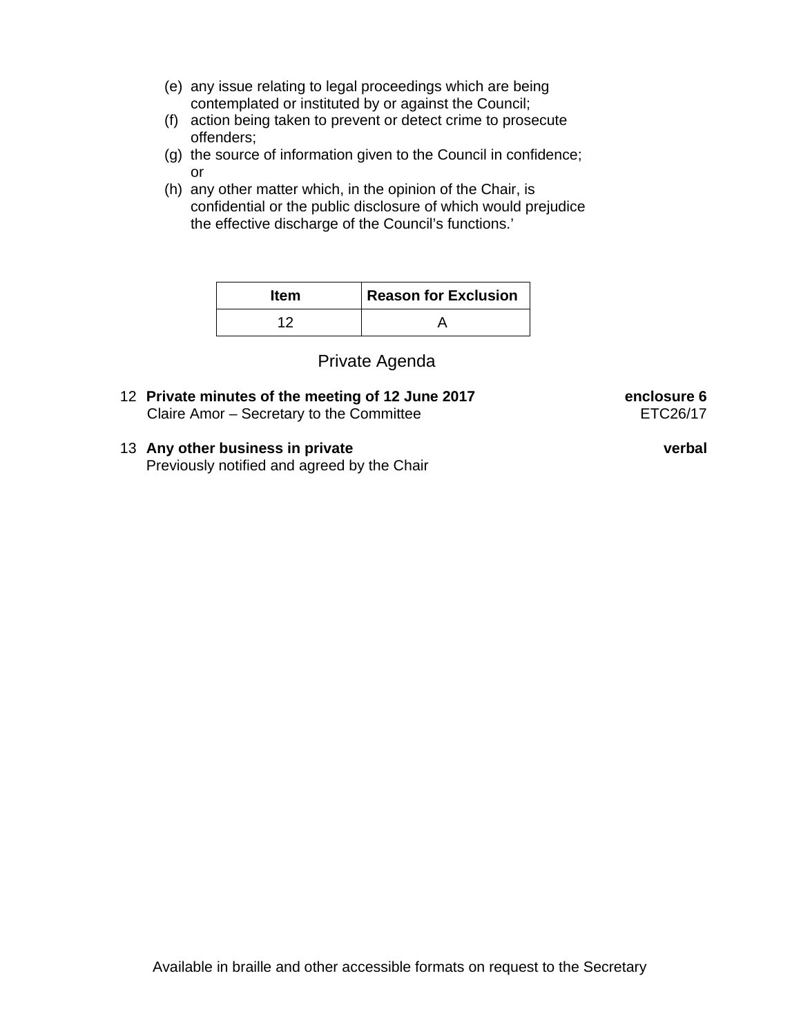(e) any issue relating to legal proceedings which are being contemplated or instituted by or against the Council;

(f) action being taken to prevent or detect crime to prosecute offenders;

(g) the source of information given to the Council in confidence; or

(h) any other matter which, in the opinion of the Chair, is confidential or the public disclosure of which would prejudice the effective discharge of the Council's functions.'

| Item | Reason for Exclusion |
|---|---|
| 12 | A |

## Private Agenda

12 **Private minutes of the meeting of 12 June 2017** — **enclosure 6**
Claire Amor – Secretary to the Committee — ETC26/17

13 **Any other business in private** — **verbal**
Previously notified and agreed by the Chair

Available in braille and other accessible formats on request to the Secretary